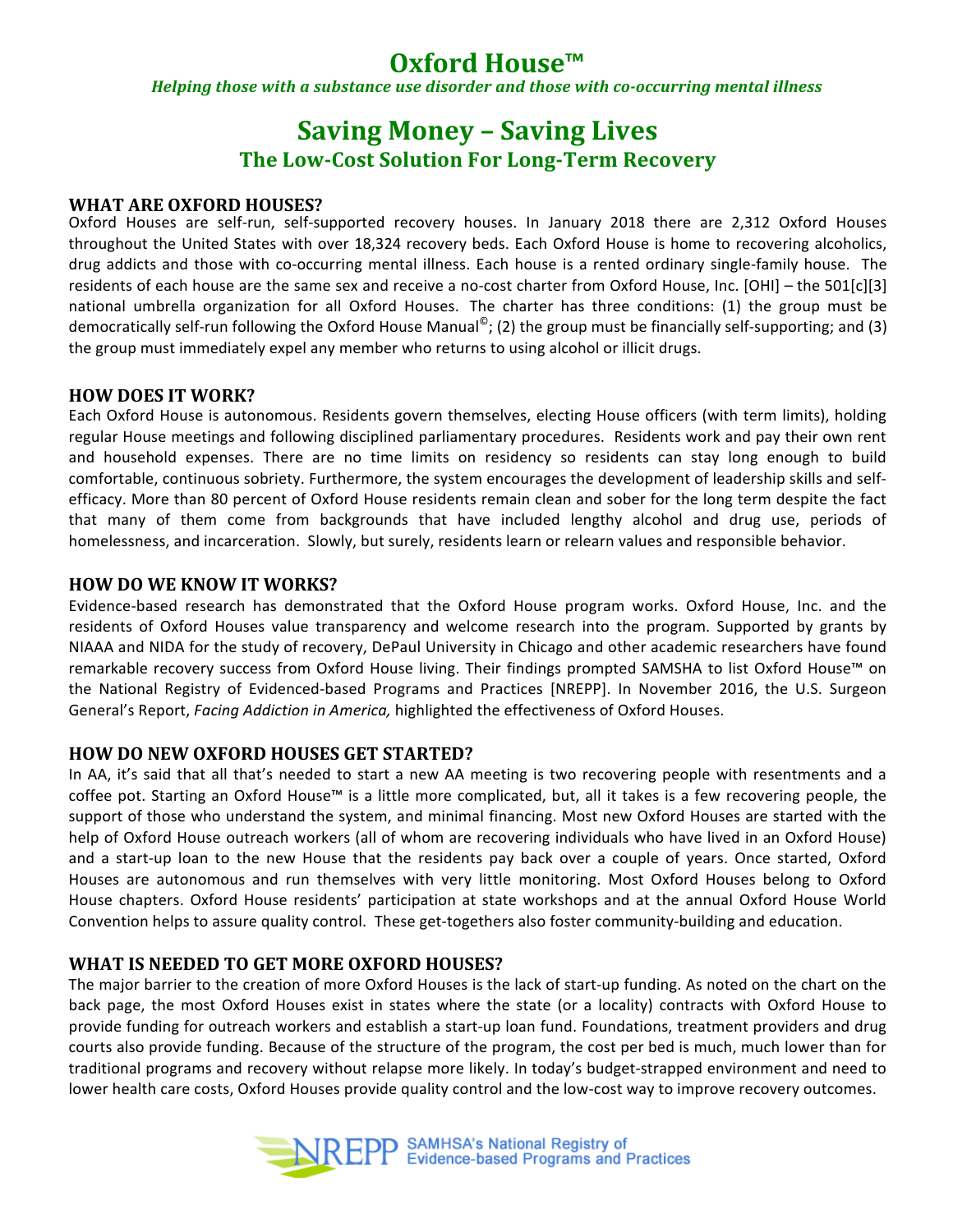# Oxford House™

*Helping those with a substance use disorder and those with co-occurring mental illness*

## Saving Money – Saving Lives

### The Low-Cost Solution For Long-Term Recovery

**WHAT ARE OXFORD HOUSES?**

Oxford Houses are self-run, self-supported recovery houses. In January 2018 there are 2,312 Oxford Houses throughout the United States with over 18,324 recovery beds. Each Oxford House is home to recovering alcoholics, drug addicts and those with co-occurring mental illness. Each house is a rented ordinary single-family house. The residents of each house are the same sex and receive a no-cost charter from Oxford House, Inc. [OHI] – the 501[c][3] national umbrella organization for all Oxford Houses. The charter has three conditions: (1) the group must be democratically self-run following the Oxford House Manual©; (2) the group must be financially self-supporting; and (3) the group must immediately expel any member who returns to using alcohol or illicit drugs.

**HOW DOES IT WORK?**

Each Oxford House is autonomous. Residents govern themselves, electing House officers (with term limits), holding regular House meetings and following disciplined parliamentary procedures. Residents work and pay their own rent and household expenses. There are no time limits on residency so residents can stay long enough to build comfortable, continuous sobriety. Furthermore, the system encourages the development of leadership skills and self-efficacy. More than 80 percent of Oxford House residents remain clean and sober for the long term despite the fact that many of them come from backgrounds that have included lengthy alcohol and drug use, periods of homelessness, and incarceration. Slowly, but surely, residents learn or relearn values and responsible behavior.

**HOW DO WE KNOW IT WORKS?**

Evidence-based research has demonstrated that the Oxford House program works. Oxford House, Inc. and the residents of Oxford Houses value transparency and welcome research into the program. Supported by grants by NIAAA and NIDA for the study of recovery, DePaul University in Chicago and other academic researchers have found remarkable recovery success from Oxford House living. Their findings prompted SAMSHA to list Oxford House™ on the National Registry of Evidenced-based Programs and Practices [NREPP]. In November 2016, the U.S. Surgeon General's Report, *Facing Addiction in America,* highlighted the effectiveness of Oxford Houses.

**HOW DO NEW OXFORD HOUSES GET STARTED?**

In AA, it's said that all that's needed to start a new AA meeting is two recovering people with resentments and a coffee pot. Starting an Oxford House™ is a little more complicated, but, all it takes is a few recovering people, the support of those who understand the system, and minimal financing. Most new Oxford Houses are started with the help of Oxford House outreach workers (all of whom are recovering individuals who have lived in an Oxford House) and a start-up loan to the new House that the residents pay back over a couple of years. Once started, Oxford Houses are autonomous and run themselves with very little monitoring. Most Oxford Houses belong to Oxford House chapters. Oxford House residents' participation at state workshops and at the annual Oxford House World Convention helps to assure quality control. These get-togethers also foster community-building and education.

**WHAT IS NEEDED TO GET MORE OXFORD HOUSES?**

The major barrier to the creation of more Oxford Houses is the lack of start-up funding. As noted on the chart on the back page, the most Oxford Houses exist in states where the state (or a locality) contracts with Oxford House to provide funding for outreach workers and establish a start-up loan fund. Foundations, treatment providers and drug courts also provide funding. Because of the structure of the program, the cost per bed is much, much lower than for traditional programs and recovery without relapse more likely. In today's budget-strapped environment and need to lower health care costs, Oxford Houses provide quality control and the low-cost way to improve recovery outcomes.

NREPP SAMHSA's National Registry of Evidence-based Programs and Practices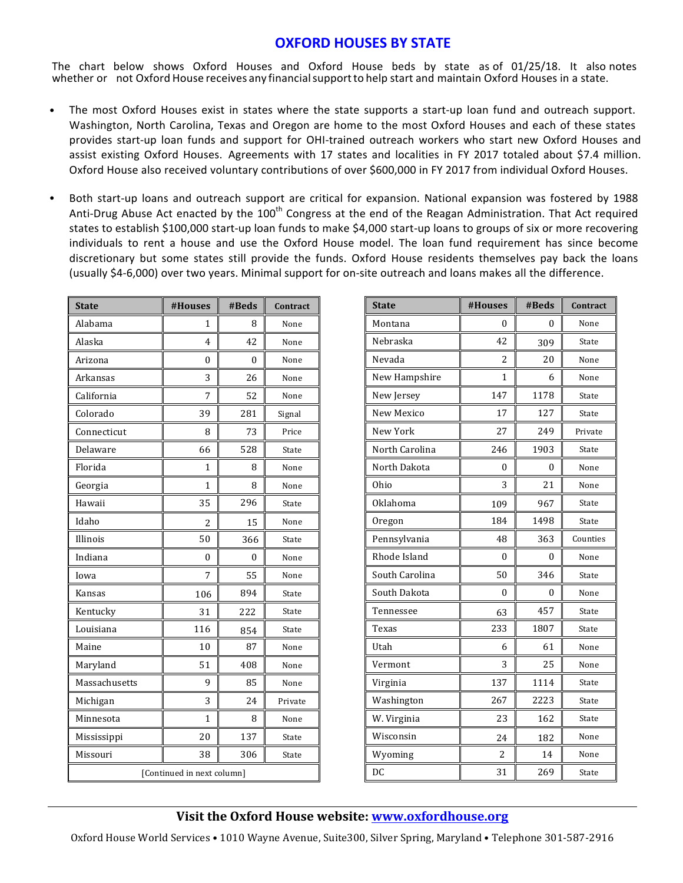# OXFORD HOUSES BY STATE

The chart below shows Oxford Houses and Oxford House beds by state as of 01/25/18. It also notes whether or not Oxford House receives any financial support to help start and maintain Oxford Houses in a state.

- The most Oxford Houses exist in states where the state supports a start-up loan fund and outreach support. Washington, North Carolina, Texas and Oregon are home to the most Oxford Houses and each of these states provides start-up loan funds and support for OHI-trained outreach workers who start new Oxford Houses and assist existing Oxford Houses. Agreements with 17 states and localities in FY 2017 totaled about $7.4 million. Oxford House also received voluntary contributions of over $600,000 in FY 2017 from individual Oxford Houses.
- Both start-up loans and outreach support are critical for expansion. National expansion was fostered by 1988 Anti-Drug Abuse Act enacted by the 100th Congress at the end of the Reagan Administration. That Act required states to establish $100,000 start-up loan funds to make $4,000 start-up loans to groups of six or more recovering individuals to rent a house and use the Oxford House model. The loan fund requirement has since become discretionary but some states still provide the funds. Oxford House residents themselves pay back the loans (usually $4-6,000) over two years. Minimal support for on-site outreach and loans makes all the difference.

| State | #Houses | #Beds | Contract |
|---|---|---|---|
| Alabama | 1 | 8 | None |
| Alaska | 4 | 42 | None |
| Arizona | 0 | 0 | None |
| Arkansas | 3 | 26 | None |
| California | 7 | 52 | None |
| Colorado | 39 | 281 | Signal |
| Connecticut | 8 | 73 | Price |
| Delaware | 66 | 528 | State |
| Florida | 1 | 8 | None |
| Georgia | 1 | 8 | None |
| Hawaii | 35 | 296 | State |
| Idaho | 2 | 15 | None |
| Illinois | 50 | 366 | State |
| Indiana | 0 | 0 | None |
| Iowa | 7 | 55 | None |
| Kansas | 106 | 894 | State |
| Kentucky | 31 | 222 | State |
| Louisiana | 116 | 854 | State |
| Maine | 10 | 87 | None |
| Maryland | 51 | 408 | None |
| Massachusetts | 9 | 85 | None |
| Michigan | 3 | 24 | Private |
| Minnesota | 1 | 8 | None |
| Mississippi | 20 | 137 | State |
| Missouri | 38 | 306 | State |
| Montana | 0 | 0 | None |
| Nebraska | 42 | 309 | State |
| Nevada | 2 | 20 | None |
| New Hampshire | 1 | 6 | None |
| New Jersey | 147 | 1178 | State |
| New Mexico | 17 | 127 | State |
| New York | 27 | 249 | Private |
| North Carolina | 246 | 1903 | State |
| North Dakota | 0 | 0 | None |
| Ohio | 3 | 21 | None |
| Oklahoma | 109 | 967 | State |
| Oregon | 184 | 1498 | State |
| Pennsylvania | 48 | 363 | Counties |
| Rhode Island | 0 | 0 | None |
| South Carolina | 50 | 346 | State |
| South Dakota | 0 | 0 | None |
| Tennessee | 63 | 457 | State |
| Texas | 233 | 1807 | State |
| Utah | 6 | 61 | None |
| Vermont | 3 | 25 | None |
| Virginia | 137 | 1114 | State |
| Washington | 267 | 2223 | State |
| W. Virginia | 23 | 162 | State |
| Wisconsin | 24 | 182 | None |
| Wyoming | 2 | 14 | None |
| DC | 31 | 269 | State |

**Visit the Oxford House website: www.oxfordhouse.org**

Oxford House World Services • 1010 Wayne Avenue, Suite300, Silver Spring, Maryland • Telephone 301-587-2916